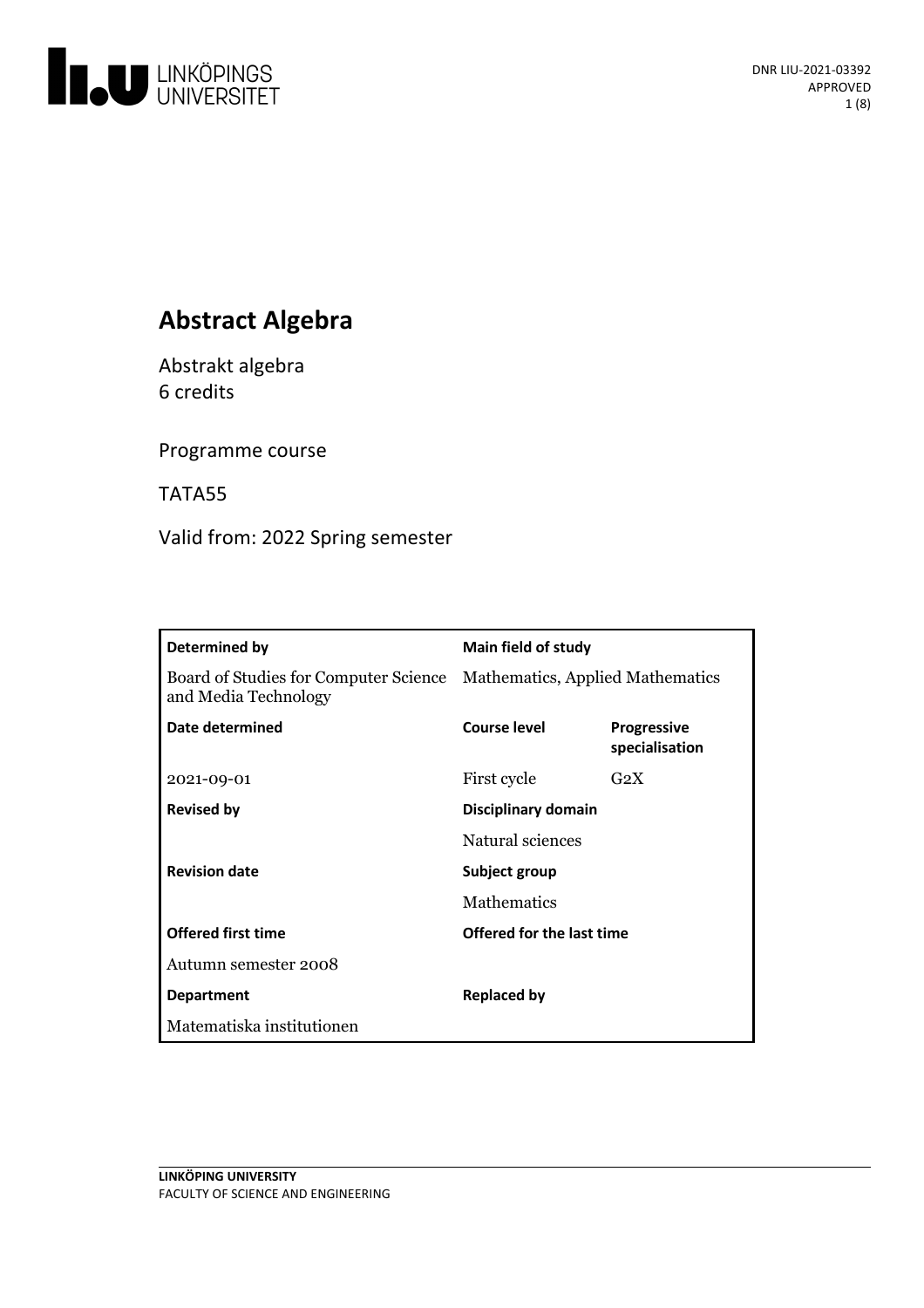# Abstract Algebra

Abstrakt algebra
6 credits

Programme course

TATA55

Valid from: 2022 Spring semester

| Determined by | Main field of study | |
|---|---|---|
| Board of Studies for Computer Science and Media Technology | Mathematics, Applied Mathematics | |
| **Date determined** | **Course level** | **Progressive specialisation** |
| 2021-09-01 | First cycle | G2X |
| **Revised by** | **Disciplinary domain** | |
| | Natural sciences | |
| **Revision date** | **Subject group** | |
| | Mathematics | |
| **Offered first time** | **Offered for the last time** | |
| Autumn semester 2008 | | |
| **Department** | **Replaced by** | |
| Matematiska institutionen | | |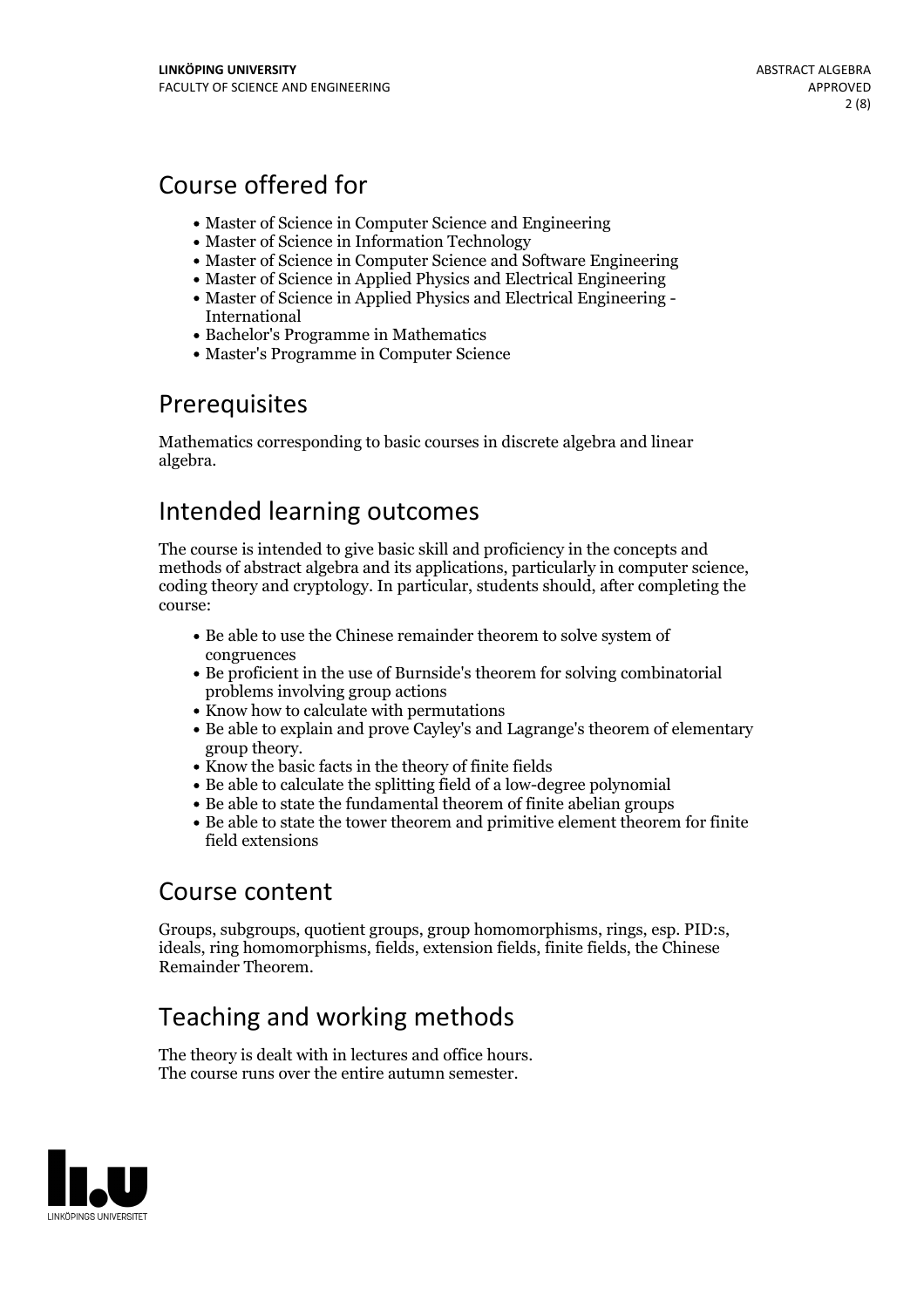## Course offered for

- Master of Science in Computer Science and Engineering
- Master of Science in Information Technology
- Master of Science in Computer Science and Software Engineering
- Master of Science in Applied Physics and Electrical Engineering
- Master of Science in Applied Physics and Electrical Engineering - International
- Bachelor's Programme in Mathematics
- Master's Programme in Computer Science

## Prerequisites

Mathematics corresponding to basic courses in discrete algebra and linear algebra.

## Intended learning outcomes

The course is intended to give basic skill and proficiency in the concepts and methods of abstract algebra and its applications, particularly in computer science, coding theory and cryptology. In particular, students should, after completing the course:

- Be able to use the Chinese remainder theorem to solve system of congruences
- Be proficient in the use of Burnside's theorem for solving combinatorial problems involving group actions
- Know how to calculate with permutations
- Be able to explain and prove Cayley's and Lagrange's theorem of elementary group theory.
- Know the basic facts in the theory of finite fields
- Be able to calculate the splitting field of a low-degree polynomial
- Be able to state the fundamental theorem of finite abelian groups
- Be able to state the tower theorem and primitive element theorem for finite field extensions

## Course content

Groups, subgroups, quotient groups, group homomorphisms, rings, esp. PID:s, ideals, ring homomorphisms, fields, extension fields, finite fields, the Chinese Remainder Theorem.

## Teaching and working methods

The theory is dealt with in lectures and office hours.
The course runs over the entire autumn semester.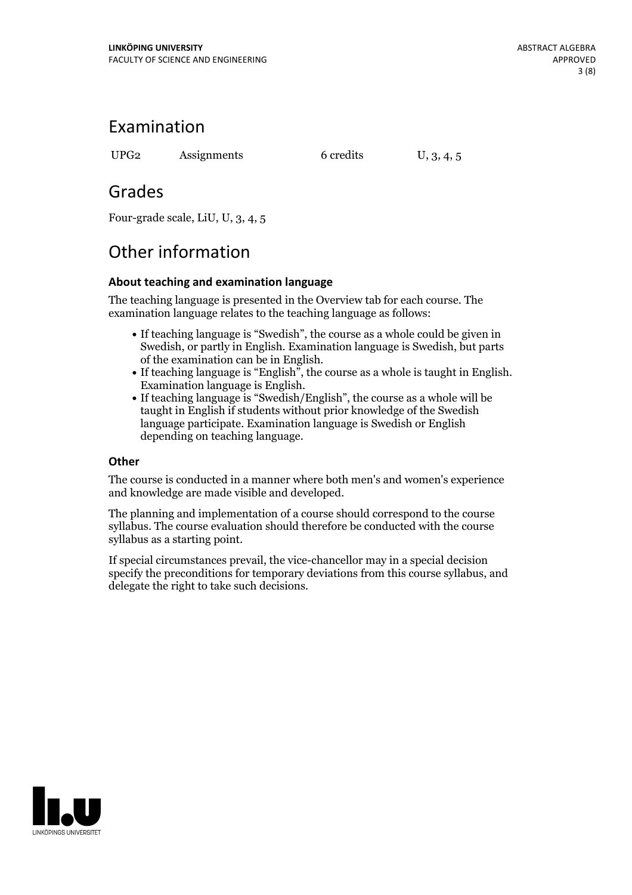## Examination

| UPG2 | Assignments | 6 credits | U, 3, 4, 5 |
|---|---|---|---|

## Grades

Four-grade scale, LiU, U, 3, 4, 5

## Other information

### About teaching and examination language

The teaching language is presented in the Overview tab for each course. The examination language relates to the teaching language as follows:

- If teaching language is "Swedish", the course as a whole could be given in Swedish, or partly in English. Examination language is Swedish, but parts of the examination can be in English.
- If teaching language is "English", the course as a whole is taught in English. Examination language is English.
- If teaching language is "Swedish/English", the course as a whole will be taught in English if students without prior knowledge of the Swedish language participate. Examination language is Swedish or English depending on teaching language.

### Other

The course is conducted in a manner where both men's and women's experience and knowledge are made visible and developed.

The planning and implementation of a course should correspond to the course syllabus. The course evaluation should therefore be conducted with the course syllabus as a starting point.

If special circumstances prevail, the vice-chancellor may in a special decision specify the preconditions for temporary deviations from this course syllabus, and delegate the right to take such decisions.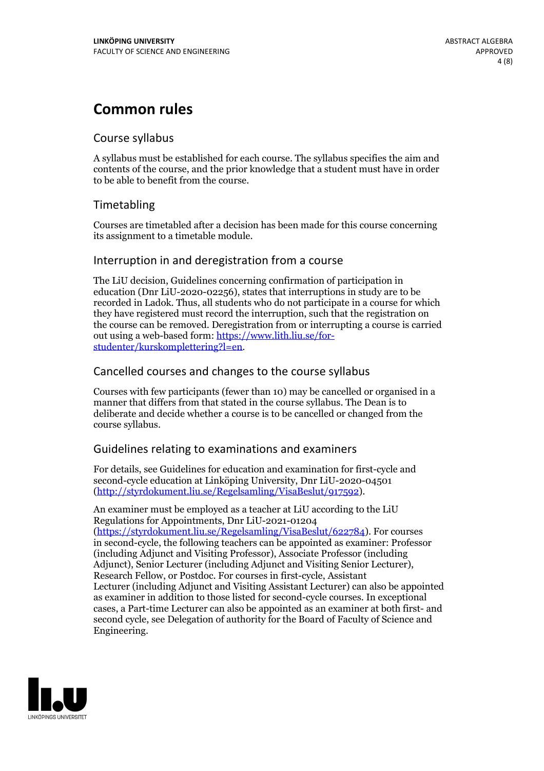# Common rules

## Course syllabus

A syllabus must be established for each course. The syllabus specifies the aim and contents of the course, and the prior knowledge that a student must have in order to be able to benefit from the course.

## Timetabling

Courses are timetabled after a decision has been made for this course concerning its assignment to a timetable module.

## Interruption in and deregistration from a course

The LiU decision, Guidelines concerning confirmation of participation in education (Dnr LiU-2020-02256), states that interruptions in study are to be recorded in Ladok. Thus, all students who do not participate in a course for which they have registered must record the interruption, such that the registration on the course can be removed. Deregistration from or interrupting a course is carried out using a web-based form: https://www.lith.liu.se/for-studenter/kurskomplettering?l=en.

## Cancelled courses and changes to the course syllabus

Courses with few participants (fewer than 10) may be cancelled or organised in a manner that differs from that stated in the course syllabus. The Dean is to deliberate and decide whether a course is to be cancelled or changed from the course syllabus.

## Guidelines relating to examinations and examiners

For details, see Guidelines for education and examination for first-cycle and second-cycle education at Linköping University, Dnr LiU-2020-04501 (http://styrdokument.liu.se/Regelsamling/VisaBeslut/917592).

An examiner must be employed as a teacher at LiU according to the LiU Regulations for Appointments, Dnr LiU-2021-01204 (https://styrdokument.liu.se/Regelsamling/VisaBeslut/622784). For courses in second-cycle, the following teachers can be appointed as examiner: Professor (including Adjunct and Visiting Professor), Associate Professor (including Adjunct), Senior Lecturer (including Adjunct and Visiting Senior Lecturer), Research Fellow, or Postdoc. For courses in first-cycle, Assistant Lecturer (including Adjunct and Visiting Assistant Lecturer) can also be appointed as examiner in addition to those listed for second-cycle courses. In exceptional cases, a Part-time Lecturer can also be appointed as an examiner at both first- and second cycle, see Delegation of authority for the Board of Faculty of Science and Engineering.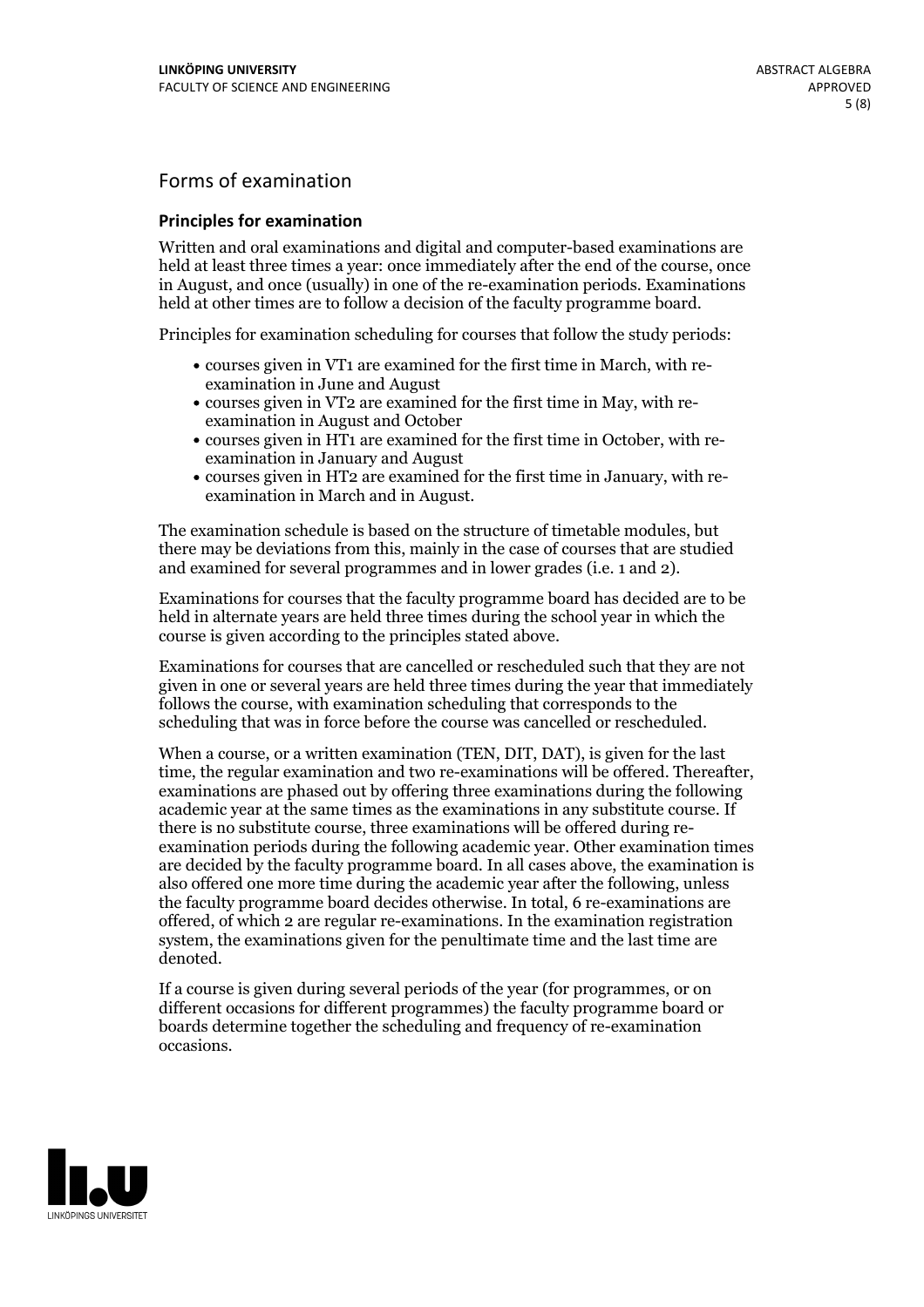## Forms of examination

### Principles for examination

Written and oral examinations and digital and computer-based examinations are held at least three times a year: once immediately after the end of the course, once in August, and once (usually) in one of the re-examination periods. Examinations held at other times are to follow a decision of the faculty programme board.

Principles for examination scheduling for courses that follow the study periods:

- courses given in VT1 are examined for the first time in March, with re-examination in June and August
- courses given in VT2 are examined for the first time in May, with re-examination in August and October
- courses given in HT1 are examined for the first time in October, with re-examination in January and August
- courses given in HT2 are examined for the first time in January, with re-examination in March and in August.

The examination schedule is based on the structure of timetable modules, but there may be deviations from this, mainly in the case of courses that are studied and examined for several programmes and in lower grades (i.e. 1 and 2).

Examinations for courses that the faculty programme board has decided are to be held in alternate years are held three times during the school year in which the course is given according to the principles stated above.

Examinations for courses that are cancelled or rescheduled such that they are not given in one or several years are held three times during the year that immediately follows the course, with examination scheduling that corresponds to the scheduling that was in force before the course was cancelled or rescheduled.

When a course, or a written examination (TEN, DIT, DAT), is given for the last time, the regular examination and two re-examinations will be offered. Thereafter, examinations are phased out by offering three examinations during the following academic year at the same times as the examinations in any substitute course. If there is no substitute course, three examinations will be offered during re-examination periods during the following academic year. Other examination times are decided by the faculty programme board. In all cases above, the examination is also offered one more time during the academic year after the following, unless the faculty programme board decides otherwise. In total, 6 re-examinations are offered, of which 2 are regular re-examinations. In the examination registration system, the examinations given for the penultimate time and the last time are denoted.

If a course is given during several periods of the year (for programmes, or on different occasions for different programmes) the faculty programme board or boards determine together the scheduling and frequency of re-examination occasions.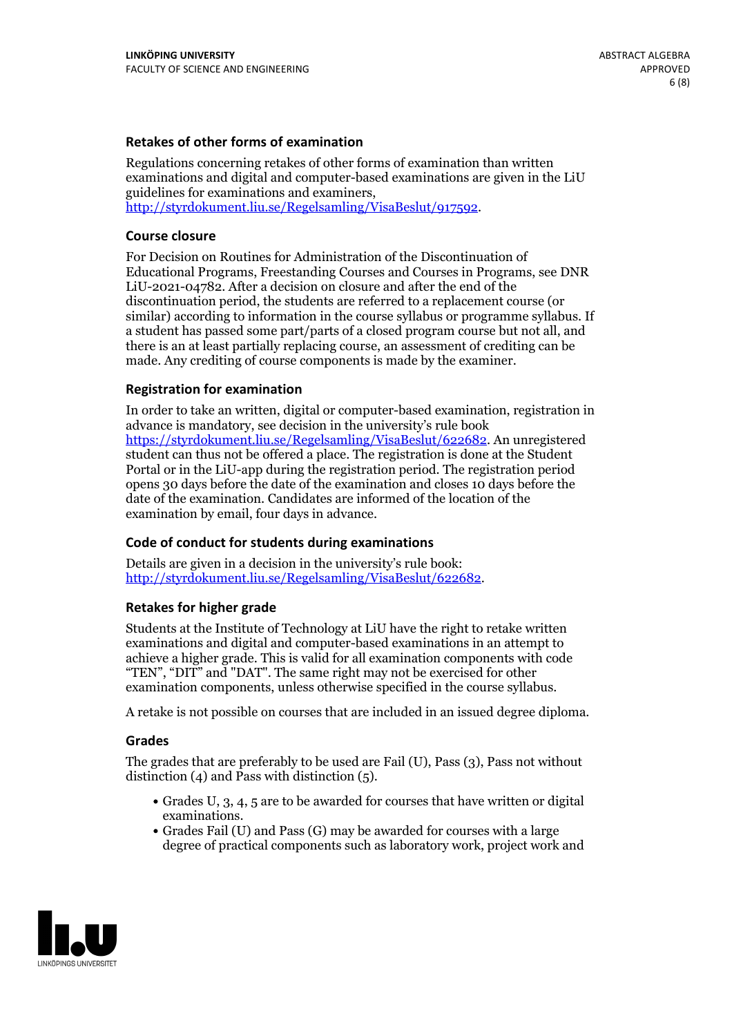### Retakes of other forms of examination

Regulations concerning retakes of other forms of examination than written examinations and digital and computer-based examinations are given in the LiU guidelines for examinations and examiners, http://styrdokument.liu.se/Regelsamling/VisaBeslut/917592.

### Course closure

For Decision on Routines for Administration of the Discontinuation of Educational Programs, Freestanding Courses and Courses in Programs, see DNR LiU-2021-04782. After a decision on closure and after the end of the discontinuation period, the students are referred to a replacement course (or similar) according to information in the course syllabus or programme syllabus. If a student has passed some part/parts of a closed program course but not all, and there is an at least partially replacing course, an assessment of crediting can be made. Any crediting of course components is made by the examiner.

### Registration for examination

In order to take an written, digital or computer-based examination, registration in advance is mandatory, see decision in the university's rule book https://styrdokument.liu.se/Regelsamling/VisaBeslut/622682. An unregistered student can thus not be offered a place. The registration is done at the Student Portal or in the LiU-app during the registration period. The registration period opens 30 days before the date of the examination and closes 10 days before the date of the examination. Candidates are informed of the location of the examination by email, four days in advance.

### Code of conduct for students during examinations

Details are given in a decision in the university's rule book: http://styrdokument.liu.se/Regelsamling/VisaBeslut/622682.

### Retakes for higher grade

Students at the Institute of Technology at LiU have the right to retake written examinations and digital and computer-based examinations in an attempt to achieve a higher grade. This is valid for all examination components with code "TEN", "DIT" and "DAT". The same right may not be exercised for other examination components, unless otherwise specified in the course syllabus.

A retake is not possible on courses that are included in an issued degree diploma.

### Grades

The grades that are preferably to be used are Fail (U), Pass (3), Pass not without distinction (4) and Pass with distinction (5).

- Grades U, 3, 4, 5 are to be awarded for courses that have written or digital examinations.
- Grades Fail (U) and Pass (G) may be awarded for courses with a large degree of practical components such as laboratory work, project work and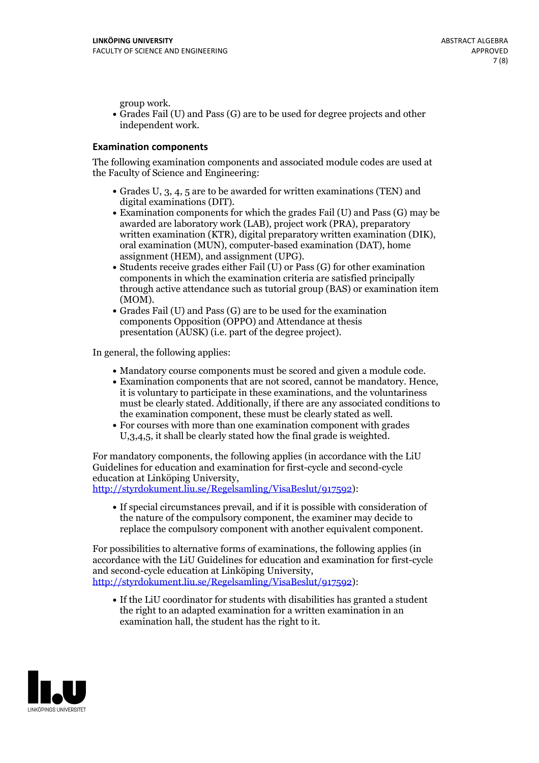group work.

- Grades Fail (U) and Pass (G) are to be used for degree projects and other independent work.

### Examination components

The following examination components and associated module codes are used at the Faculty of Science and Engineering:

- Grades U, 3, 4, 5 are to be awarded for written examinations (TEN) and digital examinations (DIT).
- Examination components for which the grades Fail (U) and Pass (G) may be awarded are laboratory work (LAB), project work (PRA), preparatory written examination (KTR), digital preparatory written examination (DIK), oral examination (MUN), computer-based examination (DAT), home assignment (HEM), and assignment (UPG).
- Students receive grades either Fail (U) or Pass (G) for other examination components in which the examination criteria are satisfied principally through active attendance such as tutorial group (BAS) or examination item (MOM).
- Grades Fail (U) and Pass (G) are to be used for the examination components Opposition (OPPO) and Attendance at thesis presentation (AUSK) (i.e. part of the degree project).

In general, the following applies:

- Mandatory course components must be scored and given a module code.
- Examination components that are not scored, cannot be mandatory. Hence, it is voluntary to participate in these examinations, and the voluntariness must be clearly stated. Additionally, if there are any associated conditions to the examination component, these must be clearly stated as well.
- For courses with more than one examination component with grades U,3,4,5, it shall be clearly stated how the final grade is weighted.

For mandatory components, the following applies (in accordance with the LiU Guidelines for education and examination for first-cycle and second-cycle education at Linköping University, http://styrdokument.liu.se/Regelsamling/VisaBeslut/917592):

- If special circumstances prevail, and if it is possible with consideration of the nature of the compulsory component, the examiner may decide to replace the compulsory component with another equivalent component.

For possibilities to alternative forms of examinations, the following applies (in accordance with the LiU Guidelines for education and examination for first-cycle and second-cycle education at Linköping University, http://styrdokument.liu.se/Regelsamling/VisaBeslut/917592):

- If the LiU coordinator for students with disabilities has granted a student the right to an adapted examination for a written examination in an examination hall, the student has the right to it.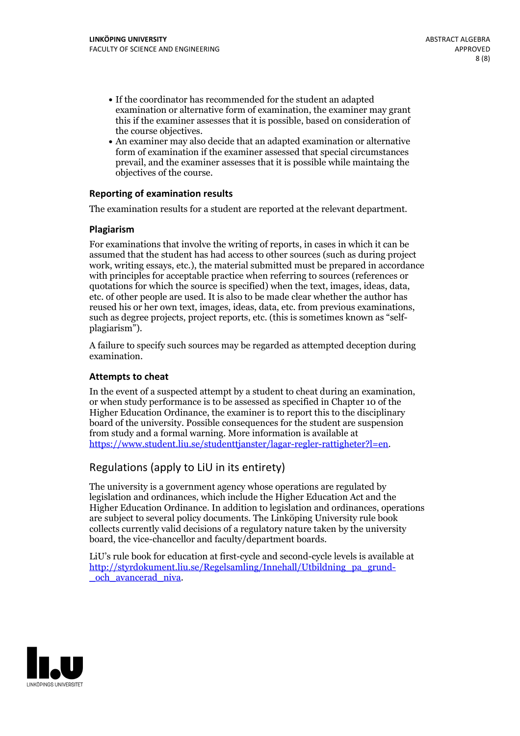- If the coordinator has recommended for the student an adapted examination or alternative form of examination, the examiner may grant this if the examiner assesses that it is possible, based on consideration of the course objectives.
- An examiner may also decide that an adapted examination or alternative form of examination if the examiner assessed that special circumstances prevail, and the examiner assesses that it is possible while maintaing the objectives of the course.

### Reporting of examination results

The examination results for a student are reported at the relevant department.

### Plagiarism

For examinations that involve the writing of reports, in cases in which it can be assumed that the student has had access to other sources (such as during project work, writing essays, etc.), the material submitted must be prepared in accordance with principles for acceptable practice when referring to sources (references or quotations for which the source is specified) when the text, images, ideas, data, etc. of other people are used. It is also to be made clear whether the author has reused his or her own text, images, ideas, data, etc. from previous examinations, such as degree projects, project reports, etc. (this is sometimes known as "self-plagiarism").

A failure to specify such sources may be regarded as attempted deception during examination.

### Attempts to cheat

In the event of a suspected attempt by a student to cheat during an examination, or when study performance is to be assessed as specified in Chapter 10 of the Higher Education Ordinance, the examiner is to report this to the disciplinary board of the university. Possible consequences for the student are suspension from study and a formal warning. More information is available at https://www.student.liu.se/studenttjanster/lagar-regler-rattigheter?l=en.

## Regulations (apply to LiU in its entirety)

The university is a government agency whose operations are regulated by legislation and ordinances, which include the Higher Education Act and the Higher Education Ordinance. In addition to legislation and ordinances, operations are subject to several policy documents. The Linköping University rule book collects currently valid decisions of a regulatory nature taken by the university board, the vice-chancellor and faculty/department boards.

LiU's rule book for education at first-cycle and second-cycle levels is available at http://styrdokument.liu.se/Regelsamling/Innehall/Utbildning_pa_grund-_och_avancerad_niva.